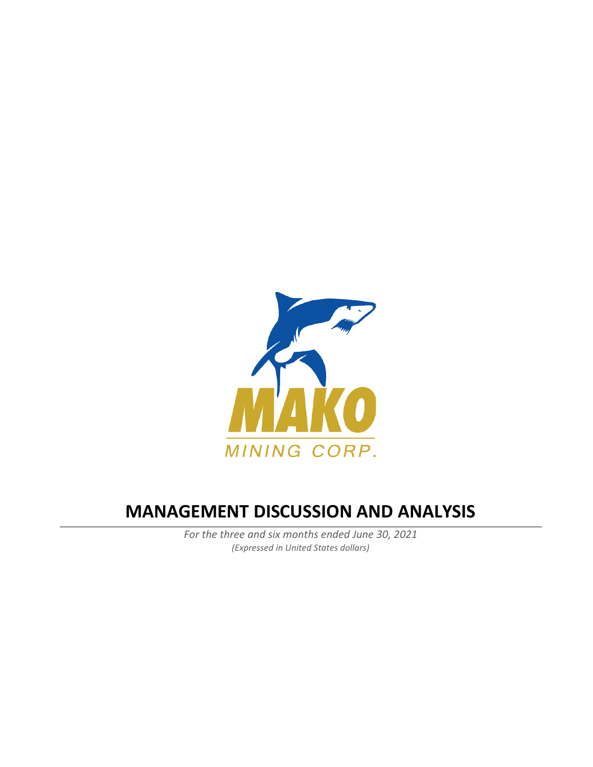MAKO

MINING CORP.

# MANAGEMENT DISCUSSION AND ANALYSIS

*For the three and six months ended June 30, 2021*

*(Expressed in United States dollars)*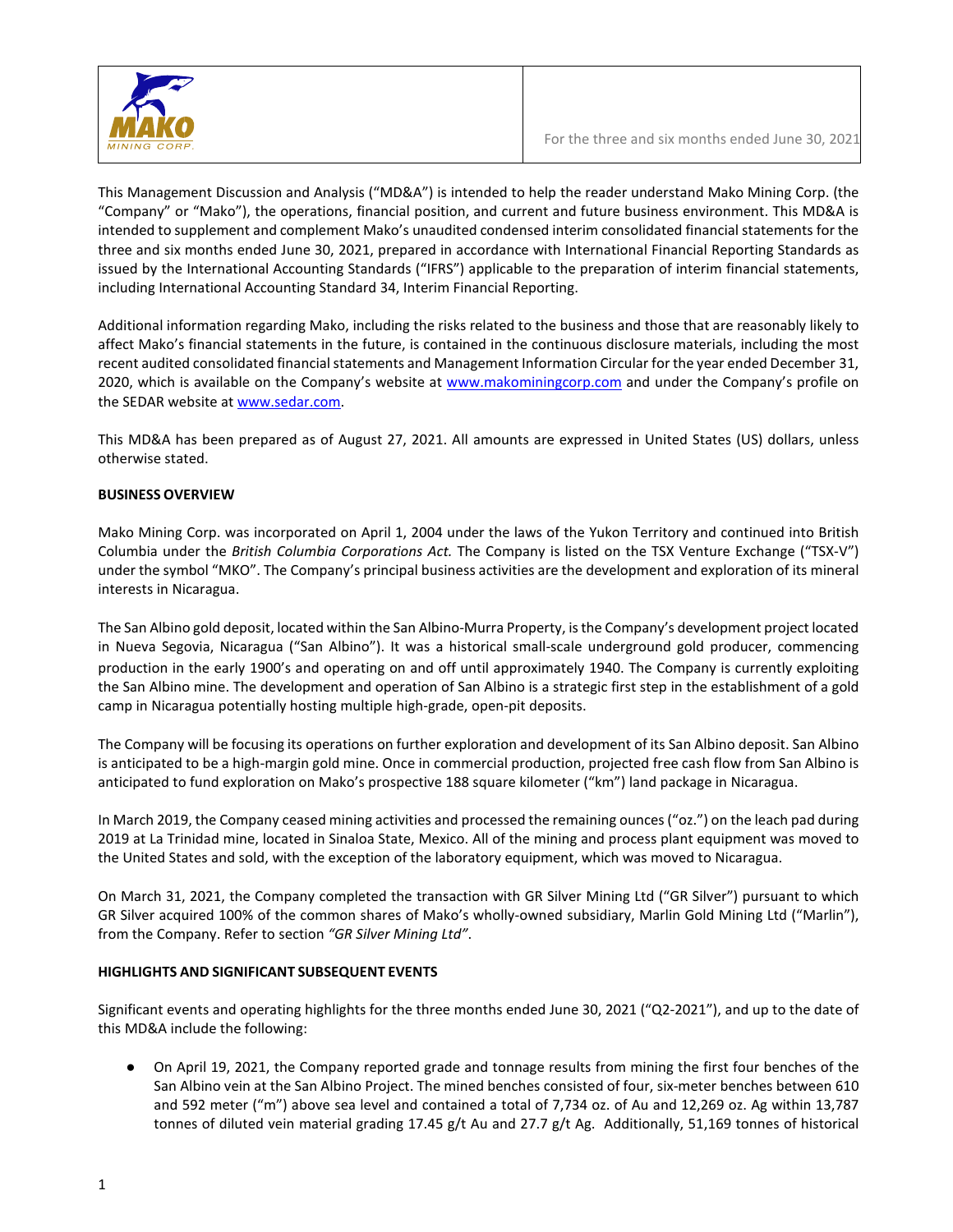This Management Discussion and Analysis ("MD&A") is intended to help the reader understand Mako Mining Corp. (the "Company" or "Mako"), the operations, financial position, and current and future business environment. This MD&A is intended to supplement and complement Mako's unaudited condensed interim consolidated financial statements for the three and six months ended June 30, 2021, prepared in accordance with International Financial Reporting Standards as issued by the International Accounting Standards ("IFRS") applicable to the preparation of interim financial statements, including International Accounting Standard 34, Interim Financial Reporting.

Additional information regarding Mako, including the risks related to the business and those that are reasonably likely to affect Mako's financial statements in the future, is contained in the continuous disclosure materials, including the most recent audited consolidated financial statements and Management Information Circular for the year ended December 31, 2020, which is available on the Company's website at www.makominingcorp.com and under the Company's profile on the SEDAR website at www.sedar.com.

This MD&A has been prepared as of August 27, 2021. All amounts are expressed in United States (US) dollars, unless otherwise stated.

## BUSINESS OVERVIEW

Mako Mining Corp. was incorporated on April 1, 2004 under the laws of the Yukon Territory and continued into British Columbia under the *British Columbia Corporations Act.* The Company is listed on the TSX Venture Exchange ("TSX-V") under the symbol "MKO". The Company's principal business activities are the development and exploration of its mineral interests in Nicaragua.

The San Albino gold deposit, located within the San Albino-Murra Property, is the Company's development project located in Nueva Segovia, Nicaragua ("San Albino"). It was a historical small-scale underground gold producer, commencing production in the early 1900's and operating on and off until approximately 1940. The Company is currently exploiting the San Albino mine. The development and operation of San Albino is a strategic first step in the establishment of a gold camp in Nicaragua potentially hosting multiple high-grade, open-pit deposits.

The Company will be focusing its operations on further exploration and development of its San Albino deposit. San Albino is anticipated to be a high-margin gold mine. Once in commercial production, projected free cash flow from San Albino is anticipated to fund exploration on Mako's prospective 188 square kilometer ("km") land package in Nicaragua.

In March 2019, the Company ceased mining activities and processed the remaining ounces ("oz.") on the leach pad during 2019 at La Trinidad mine, located in Sinaloa State, Mexico. All of the mining and process plant equipment was moved to the United States and sold, with the exception of the laboratory equipment, which was moved to Nicaragua.

On March 31, 2021, the Company completed the transaction with GR Silver Mining Ltd ("GR Silver") pursuant to which GR Silver acquired 100% of the common shares of Mako's wholly-owned subsidiary, Marlin Gold Mining Ltd ("Marlin"), from the Company. Refer to section *"GR Silver Mining Ltd"*.

## HIGHLIGHTS AND SIGNIFICANT SUBSEQUENT EVENTS

Significant events and operating highlights for the three months ended June 30, 2021 ("Q2-2021"), and up to the date of this MD&A include the following:

- On April 19, 2021, the Company reported grade and tonnage results from mining the first four benches of the San Albino vein at the San Albino Project. The mined benches consisted of four, six-meter benches between 610 and 592 meter ("m") above sea level and contained a total of 7,734 oz. of Au and 12,269 oz. Ag within 13,787 tonnes of diluted vein material grading 17.45 g/t Au and 27.7 g/t Ag. Additionally, 51,169 tonnes of historical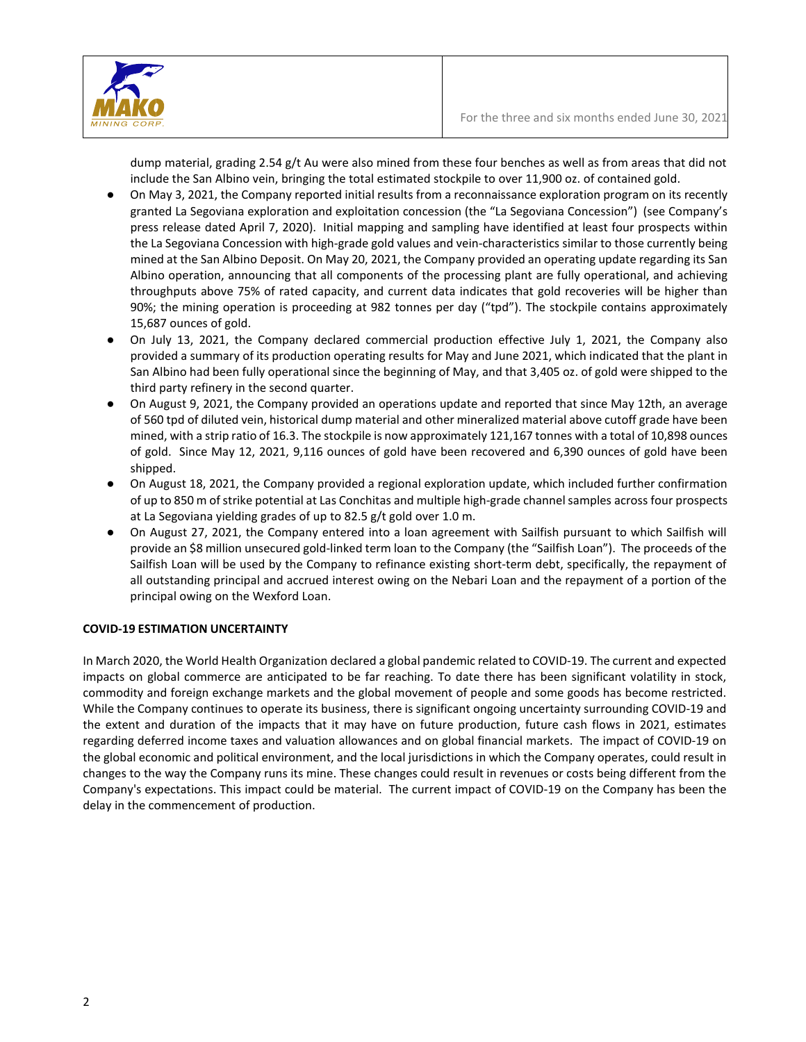dump material, grading 2.54 g/t Au were also mined from these four benches as well as from areas that did not include the San Albino vein, bringing the total estimated stockpile to over 11,900 oz. of contained gold.

- On May 3, 2021, the Company reported initial results from a reconnaissance exploration program on its recently granted La Segoviana exploration and exploitation concession (the "La Segoviana Concession") (see Company's press release dated April 7, 2020). Initial mapping and sampling have identified at least four prospects within the La Segoviana Concession with high-grade gold values and vein-characteristics similar to those currently being mined at the San Albino Deposit. On May 20, 2021, the Company provided an operating update regarding its San Albino operation, announcing that all components of the processing plant are fully operational, and achieving throughputs above 75% of rated capacity, and current data indicates that gold recoveries will be higher than 90%; the mining operation is proceeding at 982 tonnes per day ("tpd"). The stockpile contains approximately 15,687 ounces of gold.
- On July 13, 2021, the Company declared commercial production effective July 1, 2021, the Company also provided a summary of its production operating results for May and June 2021, which indicated that the plant in San Albino had been fully operational since the beginning of May, and that 3,405 oz. of gold were shipped to the third party refinery in the second quarter.
- On August 9, 2021, the Company provided an operations update and reported that since May 12th, an average of 560 tpd of diluted vein, historical dump material and other mineralized material above cutoff grade have been mined, with a strip ratio of 16.3. The stockpile is now approximately 121,167 tonnes with a total of 10,898 ounces of gold. Since May 12, 2021, 9,116 ounces of gold have been recovered and 6,390 ounces of gold have been shipped.
- On August 18, 2021, the Company provided a regional exploration update, which included further confirmation of up to 850 m of strike potential at Las Conchitas and multiple high-grade channel samples across four prospects at La Segoviana yielding grades of up to 82.5 g/t gold over 1.0 m.
- On August 27, 2021, the Company entered into a loan agreement with Sailfish pursuant to which Sailfish will provide an $8 million unsecured gold-linked term loan to the Company (the "Sailfish Loan"). The proceeds of the Sailfish Loan will be used by the Company to refinance existing short-term debt, specifically, the repayment of all outstanding principal and accrued interest owing on the Nebari Loan and the repayment of a portion of the principal owing on the Wexford Loan.

**COVID-19 ESTIMATION UNCERTAINTY**

In March 2020, the World Health Organization declared a global pandemic related to COVID-19. The current and expected impacts on global commerce are anticipated to be far reaching. To date there has been significant volatility in stock, commodity and foreign exchange markets and the global movement of people and some goods has become restricted. While the Company continues to operate its business, there is significant ongoing uncertainty surrounding COVID-19 and the extent and duration of the impacts that it may have on future production, future cash flows in 2021, estimates regarding deferred income taxes and valuation allowances and on global financial markets. The impact of COVID-19 on the global economic and political environment, and the local jurisdictions in which the Company operates, could result in changes to the way the Company runs its mine. These changes could result in revenues or costs being different from the Company's expectations. This impact could be material. The current impact of COVID-19 on the Company has been the delay in the commencement of production.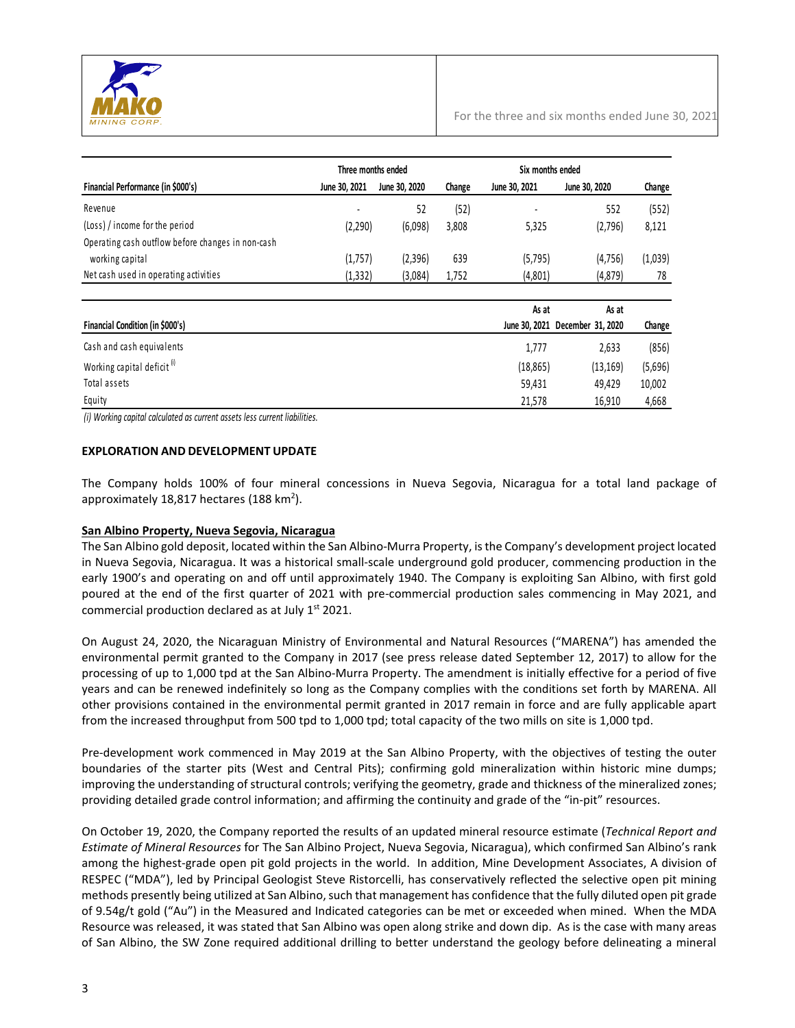| Financial Performance (in $000's) | Three months ended June 30, 2021 | Three months ended June 30, 2020 | Change | Six months ended June 30, 2021 | Six months ended June 30, 2020 | Change |
|---|---|---|---|---|---|---|
| Revenue | - | 52 | (52) | - | 552 | (552) |
| (Loss) / income for the period | (2,290) | (6,098) | 3,808 | 5,325 | (2,796) | 8,121 |
| Operating cash outflow before changes in non-cash working capital | (1,757) | (2,396) | 639 | (5,795) | (4,756) | (1,039) |
| Net cash used in operating activities | (1,332) | (3,084) | 1,752 | (4,801) | (4,879) | 78 |

| Financial Condition (in $000's) | As at June 30, 2021 | As at December 31, 2020 | Change |
|---|---|---|---|
| Cash and cash equivalents | 1,777 | 2,633 | (856) |
| Working capital deficit (i) | (18,865) | (13,169) | (5,696) |
| Total assets | 59,431 | 49,429 | 10,002 |
| Equity | 21,578 | 16,910 | 4,668 |

*(i) Working capital calculated as current assets less current liabilities.*

**EXPLORATION AND DEVELOPMENT UPDATE**

The Company holds 100% of four mineral concessions in Nueva Segovia, Nicaragua for a total land package of approximately 18,817 hectares (188 km$^2$).

**San Albino Property, Nueva Segovia, Nicaragua**

The San Albino gold deposit, located within the San Albino-Murra Property, is the Company's development project located in Nueva Segovia, Nicaragua. It was a historical small-scale underground gold producer, commencing production in the early 1900's and operating on and off until approximately 1940. The Company is exploiting San Albino, with first gold poured at the end of the first quarter of 2021 with pre-commercial production sales commencing in May 2021, and commercial production declared as at July 1st 2021.

On August 24, 2020, the Nicaraguan Ministry of Environmental and Natural Resources ("MARENA") has amended the environmental permit granted to the Company in 2017 (see press release dated September 12, 2017) to allow for the processing of up to 1,000 tpd at the San Albino-Murra Property. The amendment is initially effective for a period of five years and can be renewed indefinitely so long as the Company complies with the conditions set forth by MARENA. All other provisions contained in the environmental permit granted in 2017 remain in force and are fully applicable apart from the increased throughput from 500 tpd to 1,000 tpd; total capacity of the two mills on site is 1,000 tpd.

Pre-development work commenced in May 2019 at the San Albino Property, with the objectives of testing the outer boundaries of the starter pits (West and Central Pits); confirming gold mineralization within historic mine dumps; improving the understanding of structural controls; verifying the geometry, grade and thickness of the mineralized zones; providing detailed grade control information; and affirming the continuity and grade of the "in-pit" resources.

On October 19, 2020, the Company reported the results of an updated mineral resource estimate (*Technical Report and Estimate of Mineral Resources* for The San Albino Project, Nueva Segovia, Nicaragua), which confirmed San Albino's rank among the highest-grade open pit gold projects in the world. In addition, Mine Development Associates, A division of RESPEC ("MDA"), led by Principal Geologist Steve Ristorcelli, has conservatively reflected the selective open pit mining methods presently being utilized at San Albino, such that management has confidence that the fully diluted open pit grade of 9.54g/t gold ("Au") in the Measured and Indicated categories can be met or exceeded when mined. When the MDA Resource was released, it was stated that San Albino was open along strike and down dip. As is the case with many areas of San Albino, the SW Zone required additional drilling to better understand the geology before delineating a mineral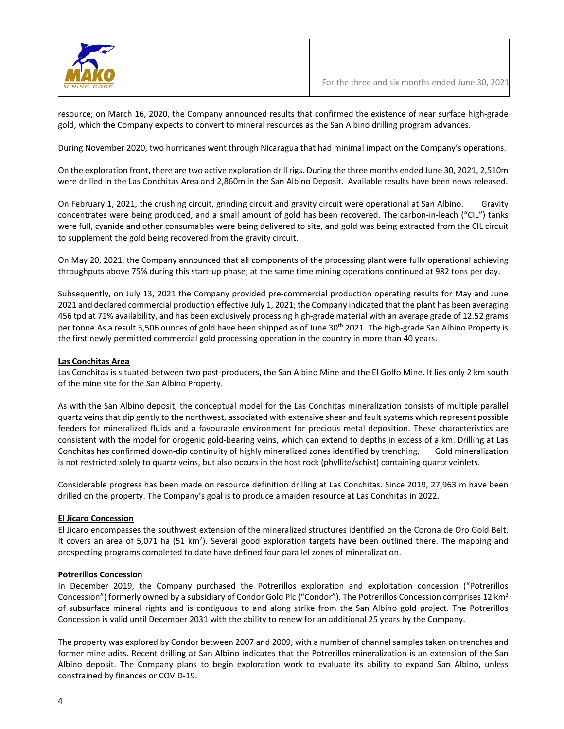resource; on March 16, 2020, the Company announced results that confirmed the existence of near surface high-grade gold, which the Company expects to convert to mineral resources as the San Albino drilling program advances.

During November 2020, two hurricanes went through Nicaragua that had minimal impact on the Company's operations.

On the exploration front, there are two active exploration drill rigs. During the three months ended June 30, 2021, 2,510m were drilled in the Las Conchitas Area and 2,860m in the San Albino Deposit. Available results have been news released.

On February 1, 2021, the crushing circuit, grinding circuit and gravity circuit were operational at San Albino. Gravity concentrates were being produced, and a small amount of gold has been recovered. The carbon-in-leach ("CIL") tanks were full, cyanide and other consumables were being delivered to site, and gold was being extracted from the CIL circuit to supplement the gold being recovered from the gravity circuit.

On May 20, 2021, the Company announced that all components of the processing plant were fully operational achieving throughputs above 75% during this start-up phase; at the same time mining operations continued at 982 tons per day.

Subsequently, on July 13, 2021 the Company provided pre-commercial production operating results for May and June 2021 and declared commercial production effective July 1, 2021; the Company indicated that the plant has been averaging 456 tpd at 71% availability, and has been exclusively processing high-grade material with an average grade of 12.52 grams per tonne.As a result 3,506 ounces of gold have been shipped as of June 30th 2021. The high-grade San Albino Property is the first newly permitted commercial gold processing operation in the country in more than 40 years.

**Las Conchitas Area**

Las Conchitas is situated between two past-producers, the San Albino Mine and the El Golfo Mine. It lies only 2 km south of the mine site for the San Albino Property.

As with the San Albino deposit, the conceptual model for the Las Conchitas mineralization consists of multiple parallel quartz veins that dip gently to the northwest, associated with extensive shear and fault systems which represent possible feeders for mineralized fluids and a favourable environment for precious metal deposition. These characteristics are consistent with the model for orogenic gold-bearing veins, which can extend to depths in excess of a km. Drilling at Las Conchitas has confirmed down-dip continuity of highly mineralized zones identified by trenching. Gold mineralization is not restricted solely to quartz veins, but also occurs in the host rock (phyllite/schist) containing quartz veinlets.

Considerable progress has been made on resource definition drilling at Las Conchitas. Since 2019, 27,963 m have been drilled on the property. The Company's goal is to produce a maiden resource at Las Conchitas in 2022.

**El Jicaro Concession**

El Jicaro encompasses the southwest extension of the mineralized structures identified on the Corona de Oro Gold Belt. It covers an area of 5,071 ha (51 km$^2$). Several good exploration targets have been outlined there. The mapping and prospecting programs completed to date have defined four parallel zones of mineralization.

**Potrerillos Concession**

In December 2019, the Company purchased the Potrerillos exploration and exploitation concession ("Potrerillos Concession") formerly owned by a subsidiary of Condor Gold Plc ("Condor"). The Potrerillos Concession comprises 12 km$^2$ of subsurface mineral rights and is contiguous to and along strike from the San Albino gold project. The Potrerillos Concession is valid until December 2031 with the ability to renew for an additional 25 years by the Company.

The property was explored by Condor between 2007 and 2009, with a number of channel samples taken on trenches and former mine adits. Recent drilling at San Albino indicates that the Potrerillos mineralization is an extension of the San Albino deposit. The Company plans to begin exploration work to evaluate its ability to expand San Albino, unless constrained by finances or COVID-19.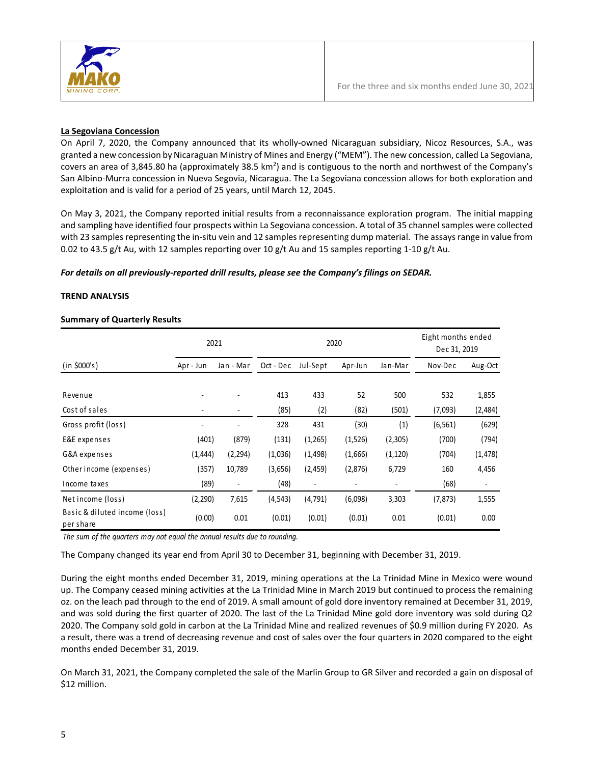### La Segoviana Concession

On April 7, 2020, the Company announced that its wholly-owned Nicaraguan subsidiary, Nicoz Resources, S.A., was granted a new concession by Nicaraguan Ministry of Mines and Energy ("MEM"). The new concession, called La Segoviana, covers an area of 3,845.80 ha (approximately 38.5 km$^2$) and is contiguous to the north and northwest of the Company's San Albino-Murra concession in Nueva Segovia, Nicaragua. The La Segoviana concession allows for both exploration and exploitation and is valid for a period of 25 years, until March 12, 2045.

On May 3, 2021, the Company reported initial results from a reconnaissance exploration program. The initial mapping and sampling have identified four prospects within La Segoviana concession. A total of 35 channel samples were collected with 23 samples representing the in-situ vein and 12 samples representing dump material. The assays range in value from 0.02 to 43.5 g/t Au, with 12 samples reporting over 10 g/t Au and 15 samples reporting 1-10 g/t Au.

***For details on all previously-reported drill results, please see the Company's filings on SEDAR.***

## TREND ANALYSIS

### Summary of Quarterly Results

| | 2021 | | 2020 | | | | Eight months ended Dec 31, 2019 | |
|---|---|---|---|---|---|---|---|---|
| (in $000's) | Apr - Jun | Jan - Mar | Oct - Dec | Jul-Sept | Apr-Jun | Jan-Mar | Nov-Dec | Aug-Oct |
| Revenue | - | - | 413 | 433 | 52 | 500 | 532 | 1,855 |
| Cost of sales | - | - | (85) | (2) | (82) | (501) | (7,093) | (2,484) |
| Gross profit (loss) | - | - | 328 | 431 | (30) | (1) | (6,561) | (629) |
| E&E expenses | (401) | (879) | (131) | (1,265) | (1,526) | (2,305) | (700) | (794) |
| G&A expenses | (1,444) | (2,294) | (1,036) | (1,498) | (1,666) | (1,120) | (704) | (1,478) |
| Other income (expenses) | (357) | 10,789 | (3,656) | (2,459) | (2,876) | 6,729 | 160 | 4,456 |
| Income taxes | (89) | - | (48) | - | - | - | (68) | - |
| Net income (loss) | (2,290) | 7,615 | (4,543) | (4,791) | (6,098) | 3,303 | (7,873) | 1,555 |
| Basic & diluted income (loss) per share | (0.00) | 0.01 | (0.01) | (0.01) | (0.01) | 0.01 | (0.01) | 0.00 |

*The sum of the quarters may not equal the annual results due to rounding.*

The Company changed its year end from April 30 to December 31, beginning with December 31, 2019.

During the eight months ended December 31, 2019, mining operations at the La Trinidad Mine in Mexico were wound up. The Company ceased mining activities at the La Trinidad Mine in March 2019 but continued to process the remaining oz. on the leach pad through to the end of 2019. A small amount of gold dore inventory remained at December 31, 2019, and was sold during the first quarter of 2020. The last of the La Trinidad Mine gold dore inventory was sold during Q2 2020. The Company sold gold in carbon at the La Trinidad Mine and realized revenues of $0.9 million during FY 2020. As a result, there was a trend of decreasing revenue and cost of sales over the four quarters in 2020 compared to the eight months ended December 31, 2019.

On March 31, 2021, the Company completed the sale of the Marlin Group to GR Silver and recorded a gain on disposal of $12 million.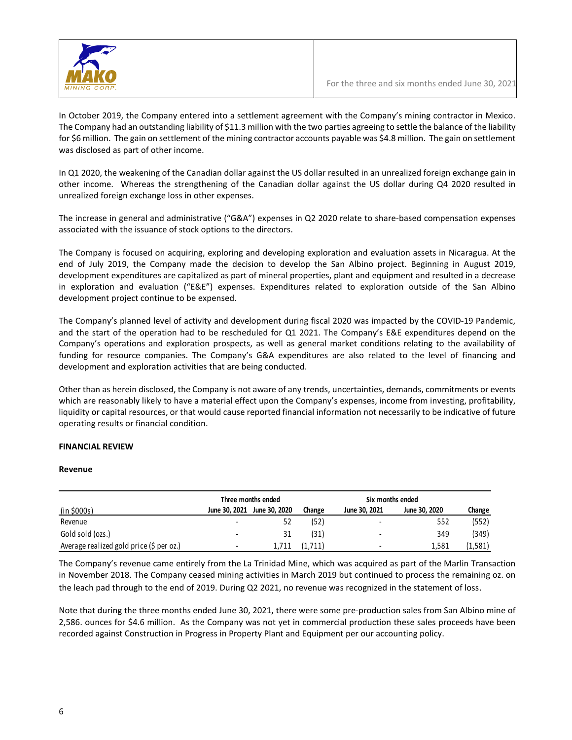In October 2019, the Company entered into a settlement agreement with the Company's mining contractor in Mexico. The Company had an outstanding liability of $11.3 million with the two parties agreeing to settle the balance of the liability for $6 million. The gain on settlement of the mining contractor accounts payable was $4.8 million. The gain on settlement was disclosed as part of other income.

In Q1 2020, the weakening of the Canadian dollar against the US dollar resulted in an unrealized foreign exchange gain in other income. Whereas the strengthening of the Canadian dollar against the US dollar during Q4 2020 resulted in unrealized foreign exchange loss in other expenses.

The increase in general and administrative ("G&A") expenses in Q2 2020 relate to share-based compensation expenses associated with the issuance of stock options to the directors.

The Company is focused on acquiring, exploring and developing exploration and evaluation assets in Nicaragua. At the end of July 2019, the Company made the decision to develop the San Albino project. Beginning in August 2019, development expenditures are capitalized as part of mineral properties, plant and equipment and resulted in a decrease in exploration and evaluation ("E&E") expenses. Expenditures related to exploration outside of the San Albino development project continue to be expensed.

The Company's planned level of activity and development during fiscal 2020 was impacted by the COVID-19 Pandemic, and the start of the operation had to be rescheduled for Q1 2021. The Company's E&E expenditures depend on the Company's operations and exploration prospects, as well as general market conditions relating to the availability of funding for resource companies. The Company's G&A expenditures are also related to the level of financing and development and exploration activities that are being conducted.

Other than as herein disclosed, the Company is not aware of any trends, uncertainties, demands, commitments or events which are reasonably likely to have a material effect upon the Company's expenses, income from investing, profitability, liquidity or capital resources, or that would cause reported financial information not necessarily to be indicative of future operating results or financial condition.

**FINANCIAL REVIEW**

**Revenue**

| | Three months ended | | | Six months ended | | |
|---|---|---|---|---|---|---|
| (in $000s) | June 30, 2021 | June 30, 2020 | Change | June 30, 2021 | June 30, 2020 | Change |
| Revenue | - | 52 | (52) | - | 552 | (552) |
| Gold sold (ozs.) | - | 31 | (31) | - | 349 | (349) |
| Average realized gold price ($ per oz.) | - | 1,711 | (1,711) | - | 1,581 | (1,581) |

The Company's revenue came entirely from the La Trinidad Mine, which was acquired as part of the Marlin Transaction in November 2018. The Company ceased mining activities in March 2019 but continued to process the remaining oz. on the leach pad through to the end of 2019. During Q2 2021, no revenue was recognized in the statement of loss.

Note that during the three months ended June 30, 2021, there were some pre-production sales from San Albino mine of 2,586. ounces for $4.6 million. As the Company was not yet in commercial production these sales proceeds have been recorded against Construction in Progress in Property Plant and Equipment per our accounting policy.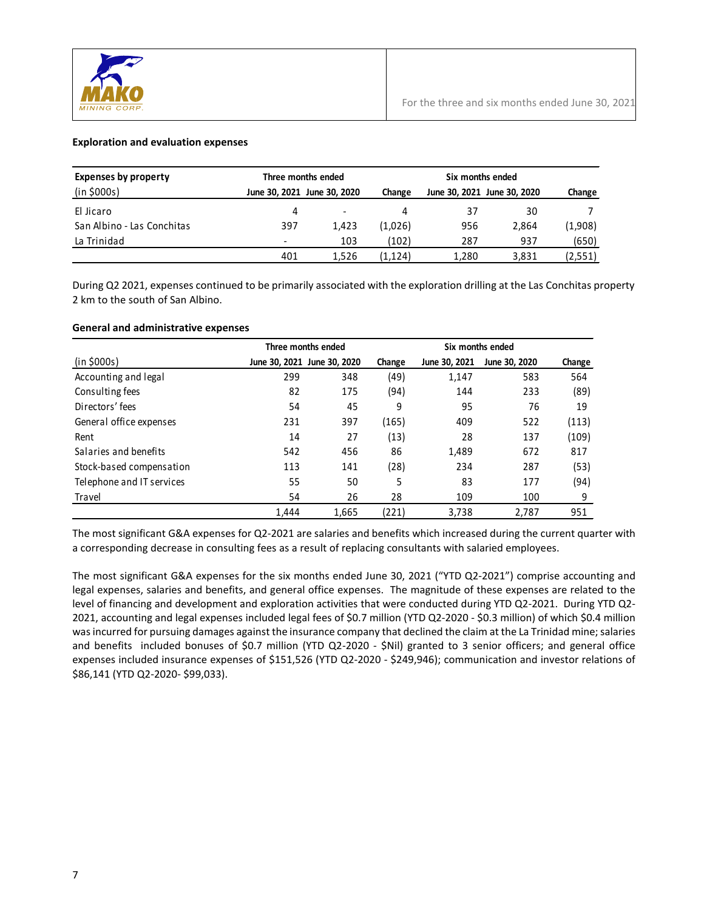### Exploration and evaluation expenses

| Expenses by property | Three months ended | | | Six months ended | | |
|---|---|---|---|---|---|---|
| (in $000s) | June 30, 2021 | June 30, 2020 | Change | June 30, 2021 | June 30, 2020 | Change |
| El Jicaro | 4 | - | 4 | 37 | 30 | 7 |
| San Albino - Las Conchitas | 397 | 1,423 | (1,026) | 956 | 2,864 | (1,908) |
| La Trinidad | - | 103 | (102) | 287 | 937 | (650) |
| | 401 | 1,526 | (1,124) | 1,280 | 3,831 | (2,551) |

During Q2 2021, expenses continued to be primarily associated with the exploration drilling at the Las Conchitas property 2 km to the south of San Albino.

### General and administrative expenses

| | Three months ended | | | Six months ended | | |
|---|---|---|---|---|---|---|
| (in $000s) | June 30, 2021 | June 30, 2020 | Change | June 30, 2021 | June 30, 2020 | Change |
| Accounting and legal | 299 | 348 | (49) | 1,147 | 583 | 564 |
| Consulting fees | 82 | 175 | (94) | 144 | 233 | (89) |
| Directors' fees | 54 | 45 | 9 | 95 | 76 | 19 |
| General office expenses | 231 | 397 | (165) | 409 | 522 | (113) |
| Rent | 14 | 27 | (13) | 28 | 137 | (109) |
| Salaries and benefits | 542 | 456 | 86 | 1,489 | 672 | 817 |
| Stock-based compensation | 113 | 141 | (28) | 234 | 287 | (53) |
| Telephone and IT services | 55 | 50 | 5 | 83 | 177 | (94) |
| Travel | 54 | 26 | 28 | 109 | 100 | 9 |
| | 1,444 | 1,665 | (221) | 3,738 | 2,787 | 951 |

The most significant G&A expenses for Q2-2021 are salaries and benefits which increased during the current quarter with a corresponding decrease in consulting fees as a result of replacing consultants with salaried employees.

The most significant G&A expenses for the six months ended June 30, 2021 ("YTD Q2-2021") comprise accounting and legal expenses, salaries and benefits, and general office expenses. The magnitude of these expenses are related to the level of financing and development and exploration activities that were conducted during YTD Q2-2021. During YTD Q2-2021, accounting and legal expenses included legal fees of $0.7 million (YTD Q2-2020 - $0.3 million) of which $0.4 million was incurred for pursuing damages against the insurance company that declined the claim at the La Trinidad mine; salaries and benefits included bonuses of $0.7 million (YTD Q2-2020 - $Nil) granted to 3 senior officers; and general office expenses included insurance expenses of $151,526 (YTD Q2-2020 - $249,946); communication and investor relations of $86,141 (YTD Q2-2020- $99,033).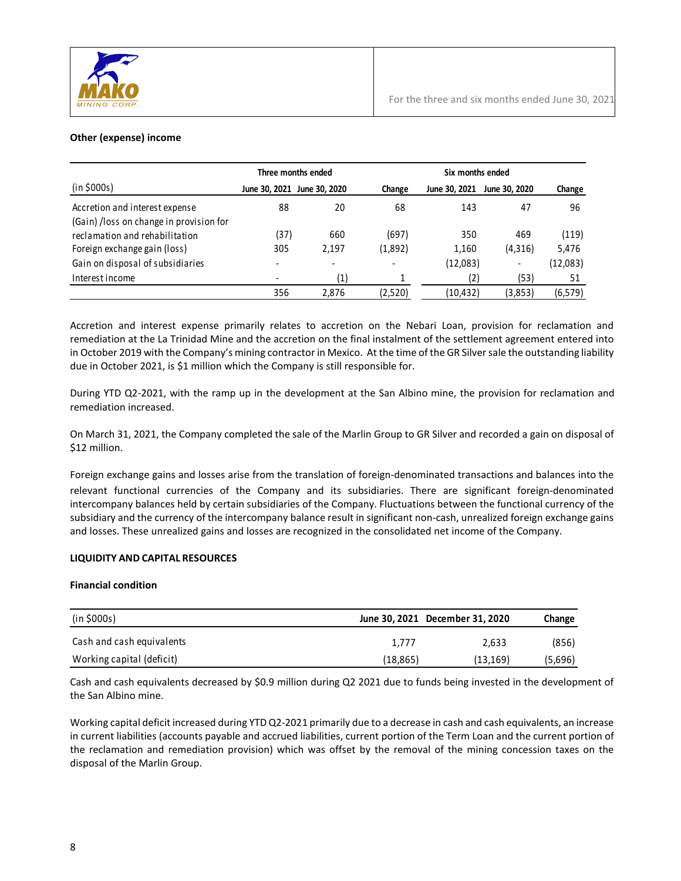**Other (expense) income**

| (in $000s) | Three months ended | | Change | Six months ended | | Change |
|---|---|---|---|---|---|---|
| | June 30, 2021 | June 30, 2020 | | June 30, 2021 | June 30, 2020 | |
| Accretion and interest expense | 88 | 20 | 68 | 143 | 47 | 96 |
| (Gain) /loss on change in provision for reclamation and rehabilitation | (37) | 660 | (697) | 350 | 469 | (119) |
| Foreign exchange gain (loss) | 305 | 2,197 | (1,892) | 1,160 | (4,316) | 5,476 |
| Gain on disposal of subsidiaries | - | - | - | (12,083) | - | (12,083) |
| Interest income | - | (1) | 1 | (2) | (53) | 51 |
| | 356 | 2,876 | (2,520) | (10,432) | (3,853) | (6,579) |

Accretion and interest expense primarily relates to accretion on the Nebari Loan, provision for reclamation and remediation at the La Trinidad Mine and the accretion on the final instalment of the settlement agreement entered into in October 2019 with the Company's mining contractor in Mexico. At the time of the GR Silver sale the outstanding liability due in October 2021, is $1 million which the Company is still responsible for.

During YTD Q2-2021, with the ramp up in the development at the San Albino mine, the provision for reclamation and remediation increased.

On March 31, 2021, the Company completed the sale of the Marlin Group to GR Silver and recorded a gain on disposal of $12 million.

Foreign exchange gains and losses arise from the translation of foreign-denominated transactions and balances into the relevant functional currencies of the Company and its subsidiaries. There are significant foreign-denominated intercompany balances held by certain subsidiaries of the Company. Fluctuations between the functional currency of the subsidiary and the currency of the intercompany balance result in significant non-cash, unrealized foreign exchange gains and losses. These unrealized gains and losses are recognized in the consolidated net income of the Company.

## LIQUIDITY AND CAPITAL RESOURCES

**Financial condition**

| (in $000s) | June 30, 2021 | December 31, 2020 | Change |
|---|---|---|---|
| Cash and cash equivalents | 1,777 | 2,633 | (856) |
| Working capital (deficit) | (18,865) | (13,169) | (5,696) |

Cash and cash equivalents decreased by $0.9 million during Q2 2021 due to funds being invested in the development of the San Albino mine.

Working capital deficit increased during YTD Q2-2021 primarily due to a decrease in cash and cash equivalents, an increase in current liabilities (accounts payable and accrued liabilities, current portion of the Term Loan and the current portion of the reclamation and remediation provision) which was offset by the removal of the mining concession taxes on the disposal of the Marlin Group.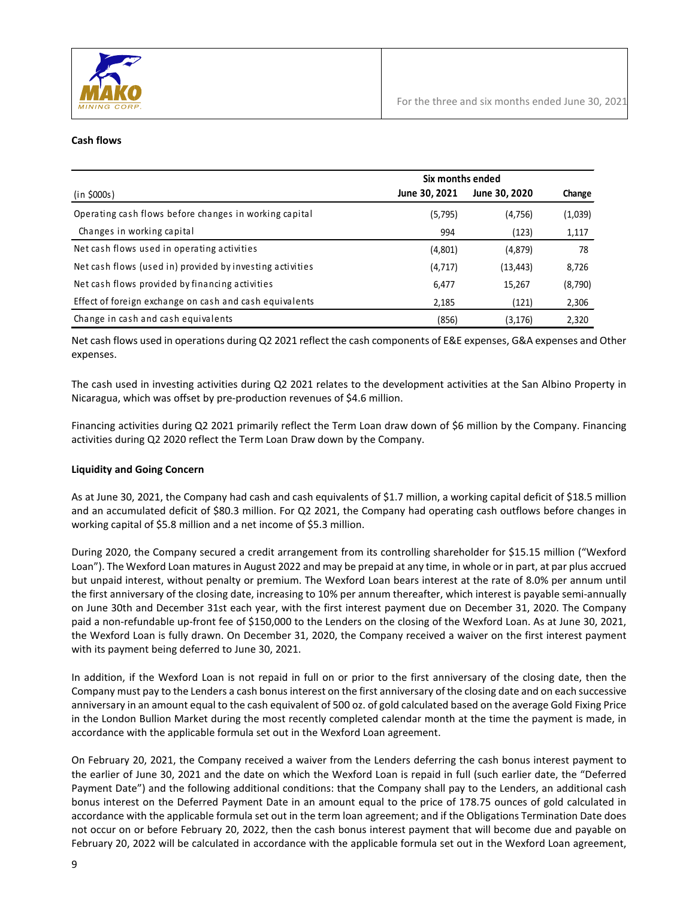### Cash flows

| (in $000s) | Six months ended June 30, 2021 | June 30, 2020 | Change |
|---|---|---|---|
| Operating cash flows before changes in working capital | (5,795) | (4,756) | (1,039) |
| Changes in working capital | 994 | (123) | 1,117 |
| Net cash flows used in operating activities | (4,801) | (4,879) | 78 |
| Net cash flows (used in) provided by investing activities | (4,717) | (13,443) | 8,726 |
| Net cash flows provided by financing activities | 6,477 | 15,267 | (8,790) |
| Effect of foreign exchange on cash and cash equivalents | 2,185 | (121) | 2,306 |
| Change in cash and cash equivalents | (856) | (3,176) | 2,320 |

Net cash flows used in operations during Q2 2021 reflect the cash components of E&E expenses, G&A expenses and Other expenses.

The cash used in investing activities during Q2 2021 relates to the development activities at the San Albino Property in Nicaragua, which was offset by pre-production revenues of $4.6 million.

Financing activities during Q2 2021 primarily reflect the Term Loan draw down of $6 million by the Company. Financing activities during Q2 2020 reflect the Term Loan Draw down by the Company.

### Liquidity and Going Concern

As at June 30, 2021, the Company had cash and cash equivalents of $1.7 million, a working capital deficit of $18.5 million and an accumulated deficit of $80.3 million. For Q2 2021, the Company had operating cash outflows before changes in working capital of $5.8 million and a net income of $5.3 million.

During 2020, the Company secured a credit arrangement from its controlling shareholder for $15.15 million ("Wexford Loan"). The Wexford Loan matures in August 2022 and may be prepaid at any time, in whole or in part, at par plus accrued but unpaid interest, without penalty or premium. The Wexford Loan bears interest at the rate of 8.0% per annum until the first anniversary of the closing date, increasing to 10% per annum thereafter, which interest is payable semi-annually on June 30th and December 31st each year, with the first interest payment due on December 31, 2020. The Company paid a non-refundable up-front fee of $150,000 to the Lenders on the closing of the Wexford Loan. As at June 30, 2021, the Wexford Loan is fully drawn. On December 31, 2020, the Company received a waiver on the first interest payment with its payment being deferred to June 30, 2021.

In addition, if the Wexford Loan is not repaid in full on or prior to the first anniversary of the closing date, then the Company must pay to the Lenders a cash bonus interest on the first anniversary of the closing date and on each successive anniversary in an amount equal to the cash equivalent of 500 oz. of gold calculated based on the average Gold Fixing Price in the London Bullion Market during the most recently completed calendar month at the time the payment is made, in accordance with the applicable formula set out in the Wexford Loan agreement.

On February 20, 2021, the Company received a waiver from the Lenders deferring the cash bonus interest payment to the earlier of June 30, 2021 and the date on which the Wexford Loan is repaid in full (such earlier date, the "Deferred Payment Date") and the following additional conditions: that the Company shall pay to the Lenders, an additional cash bonus interest on the Deferred Payment Date in an amount equal to the price of 178.75 ounces of gold calculated in accordance with the applicable formula set out in the term loan agreement; and if the Obligations Termination Date does not occur on or before February 20, 2022, then the cash bonus interest payment that will become due and payable on February 20, 2022 will be calculated in accordance with the applicable formula set out in the Wexford Loan agreement,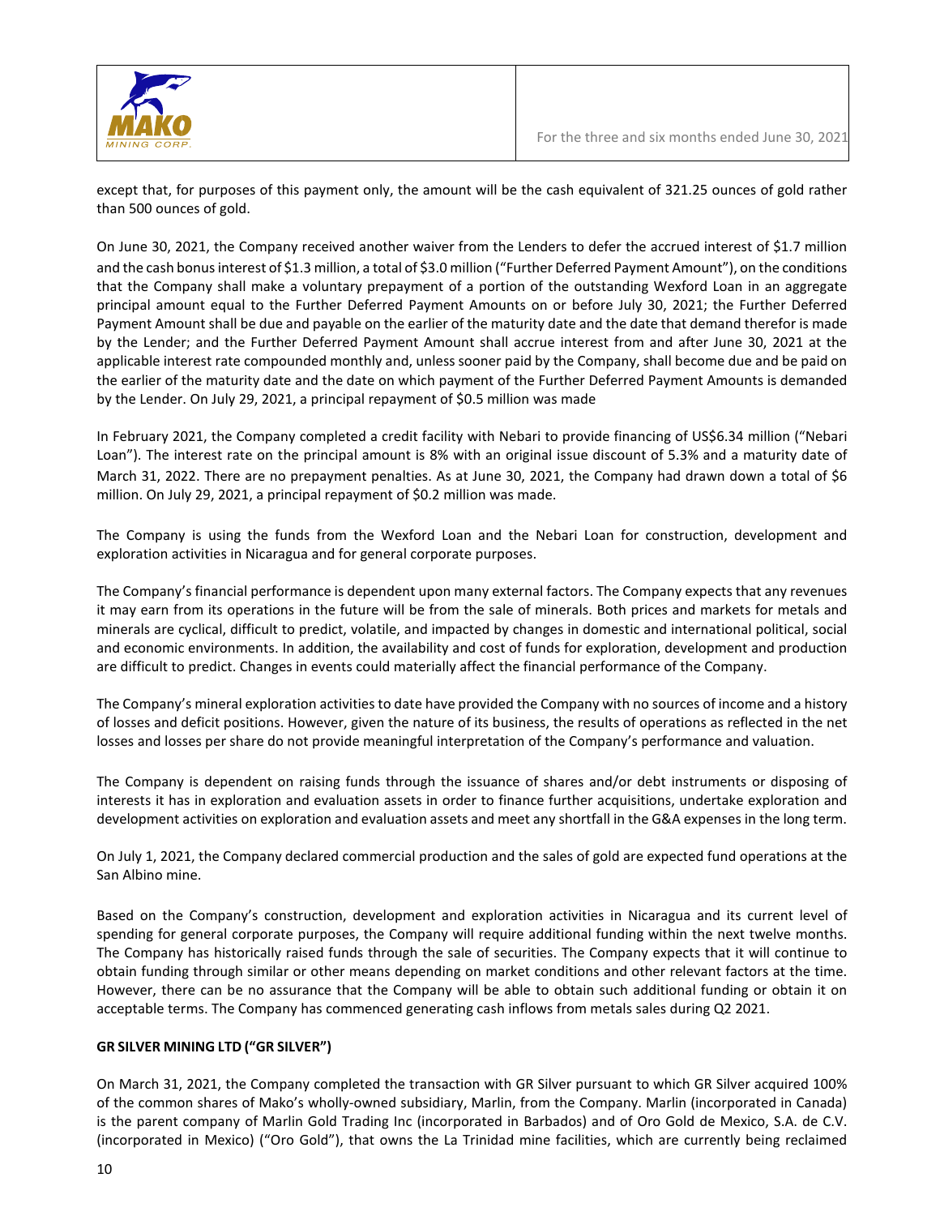except that, for purposes of this payment only, the amount will be the cash equivalent of 321.25 ounces of gold rather than 500 ounces of gold.

On June 30, 2021, the Company received another waiver from the Lenders to defer the accrued interest of $1.7 million and the cash bonus interest of $1.3 million, a total of $3.0 million ("Further Deferred Payment Amount"), on the conditions that the Company shall make a voluntary prepayment of a portion of the outstanding Wexford Loan in an aggregate principal amount equal to the Further Deferred Payment Amounts on or before July 30, 2021; the Further Deferred Payment Amount shall be due and payable on the earlier of the maturity date and the date that demand therefor is made by the Lender; and the Further Deferred Payment Amount shall accrue interest from and after June 30, 2021 at the applicable interest rate compounded monthly and, unless sooner paid by the Company, shall become due and be paid on the earlier of the maturity date and the date on which payment of the Further Deferred Payment Amounts is demanded by the Lender. On July 29, 2021, a principal repayment of $0.5 million was made

In February 2021, the Company completed a credit facility with Nebari to provide financing of US$6.34 million ("Nebari Loan"). The interest rate on the principal amount is 8% with an original issue discount of 5.3% and a maturity date of March 31, 2022. There are no prepayment penalties. As at June 30, 2021, the Company had drawn down a total of $6 million. On July 29, 2021, a principal repayment of $0.2 million was made.

The Company is using the funds from the Wexford Loan and the Nebari Loan for construction, development and exploration activities in Nicaragua and for general corporate purposes.

The Company's financial performance is dependent upon many external factors. The Company expects that any revenues it may earn from its operations in the future will be from the sale of minerals. Both prices and markets for metals and minerals are cyclical, difficult to predict, volatile, and impacted by changes in domestic and international political, social and economic environments. In addition, the availability and cost of funds for exploration, development and production are difficult to predict. Changes in events could materially affect the financial performance of the Company.

The Company's mineral exploration activities to date have provided the Company with no sources of income and a history of losses and deficit positions. However, given the nature of its business, the results of operations as reflected in the net losses and losses per share do not provide meaningful interpretation of the Company's performance and valuation.

The Company is dependent on raising funds through the issuance of shares and/or debt instruments or disposing of interests it has in exploration and evaluation assets in order to finance further acquisitions, undertake exploration and development activities on exploration and evaluation assets and meet any shortfall in the G&A expenses in the long term.

On July 1, 2021, the Company declared commercial production and the sales of gold are expected fund operations at the San Albino mine.

Based on the Company's construction, development and exploration activities in Nicaragua and its current level of spending for general corporate purposes, the Company will require additional funding within the next twelve months. The Company has historically raised funds through the sale of securities. The Company expects that it will continue to obtain funding through similar or other means depending on market conditions and other relevant factors at the time. However, there can be no assurance that the Company will be able to obtain such additional funding or obtain it on acceptable terms. The Company has commenced generating cash inflows from metals sales during Q2 2021.

**GR SILVER MINING LTD ("GR SILVER")**

On March 31, 2021, the Company completed the transaction with GR Silver pursuant to which GR Silver acquired 100% of the common shares of Mako's wholly-owned subsidiary, Marlin, from the Company. Marlin (incorporated in Canada) is the parent company of Marlin Gold Trading Inc (incorporated in Barbados) and of Oro Gold de Mexico, S.A. de C.V. (incorporated in Mexico) ("Oro Gold"), that owns the La Trinidad mine facilities, which are currently being reclaimed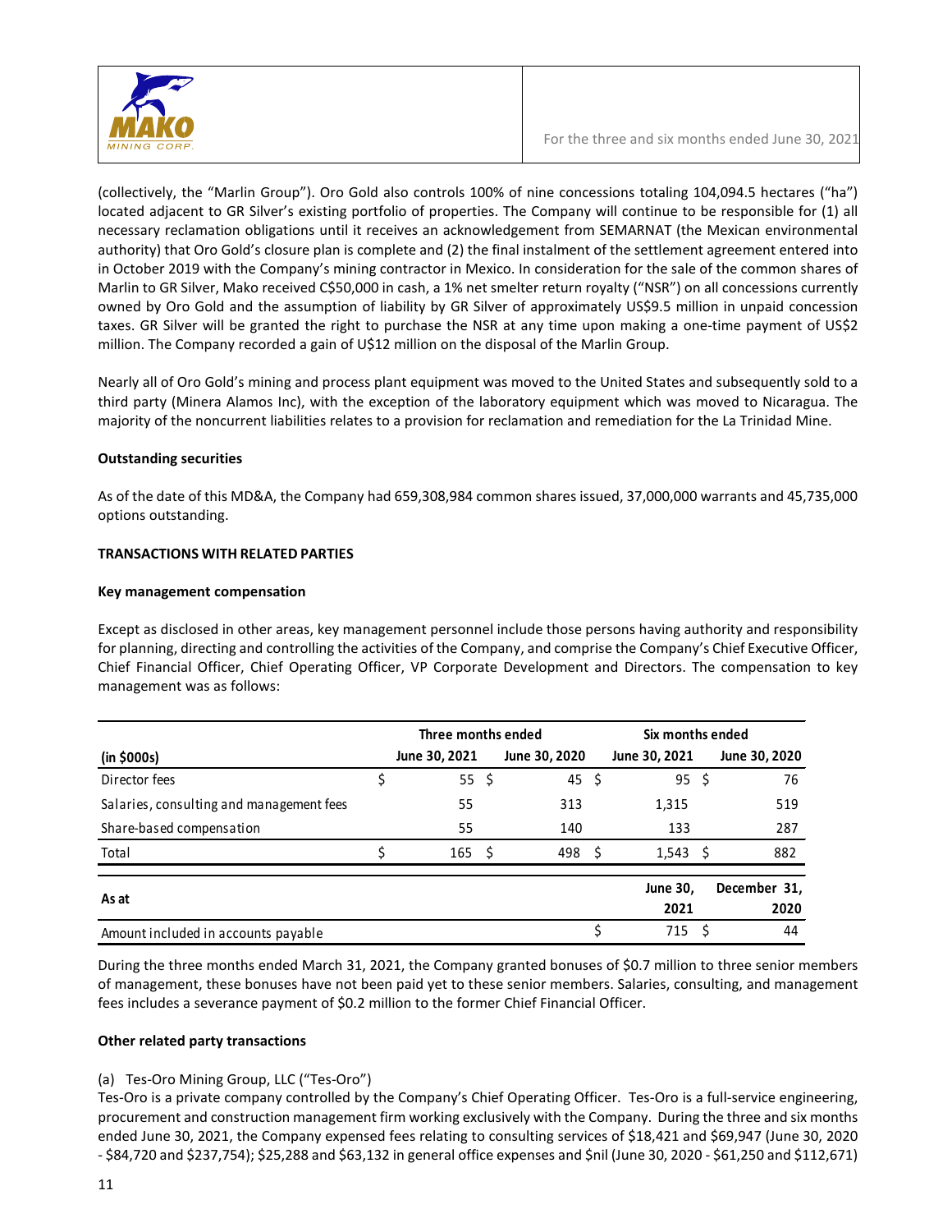(collectively, the "Marlin Group"). Oro Gold also controls 100% of nine concessions totaling 104,094.5 hectares ("ha") located adjacent to GR Silver's existing portfolio of properties. The Company will continue to be responsible for (1) all necessary reclamation obligations until it receives an acknowledgement from SEMARNAT (the Mexican environmental authority) that Oro Gold's closure plan is complete and (2) the final instalment of the settlement agreement entered into in October 2019 with the Company's mining contractor in Mexico. In consideration for the sale of the common shares of Marlin to GR Silver, Mako received C$50,000 in cash, a 1% net smelter return royalty ("NSR") on all concessions currently owned by Oro Gold and the assumption of liability by GR Silver of approximately US$9.5 million in unpaid concession taxes. GR Silver will be granted the right to purchase the NSR at any time upon making a one-time payment of US$2 million. The Company recorded a gain of U$12 million on the disposal of the Marlin Group.

Nearly all of Oro Gold's mining and process plant equipment was moved to the United States and subsequently sold to a third party (Minera Alamos Inc), with the exception of the laboratory equipment which was moved to Nicaragua. The majority of the noncurrent liabilities relates to a provision for reclamation and remediation for the La Trinidad Mine.

**Outstanding securities**

As of the date of this MD&A, the Company had 659,308,984 common shares issued, 37,000,000 warrants and 45,735,000 options outstanding.

## TRANSACTIONS WITH RELATED PARTIES

**Key management compensation**

Except as disclosed in other areas, key management personnel include those persons having authority and responsibility for planning, directing and controlling the activities of the Company, and comprise the Company's Chief Executive Officer, Chief Financial Officer, Chief Operating Officer, VP Corporate Development and Directors. The compensation to key management was as follows:

| | Three months ended | | Six months ended | |
|---|---|---|---|---|
| (in $000s) | June 30, 2021 | June 30, 2020 | June 30, 2021 | June 30, 2020 |
| Director fees | $ 55 | $ 45 | $ 95 | $ 76 |
| Salaries, consulting and management fees | 55 | 313 | 1,315 | 519 |
| Share-based compensation | 55 | 140 | 133 | 287 |
| Total | $ 165 | $ 498 | $ 1,543 | $ 882 |
| **As at** | | | **June 30, 2021** | **December 31, 2020** |
| Amount included in accounts payable | | | $ 715 | $ 44 |

During the three months ended March 31, 2021, the Company granted bonuses of $0.7 million to three senior members of management, these bonuses have not been paid yet to these senior members. Salaries, consulting, and management fees includes a severance payment of $0.2 million to the former Chief Financial Officer.

**Other related party transactions**

(a) Tes-Oro Mining Group, LLC ("Tes-Oro")
Tes-Oro is a private company controlled by the Company's Chief Operating Officer. Tes-Oro is a full-service engineering, procurement and construction management firm working exclusively with the Company. During the three and six months ended June 30, 2021, the Company expensed fees relating to consulting services of $18,421 and $69,947 (June 30, 2020 - $84,720 and $237,754); $25,288 and $63,132 in general office expenses and $nil (June 30, 2020 - $61,250 and $112,671)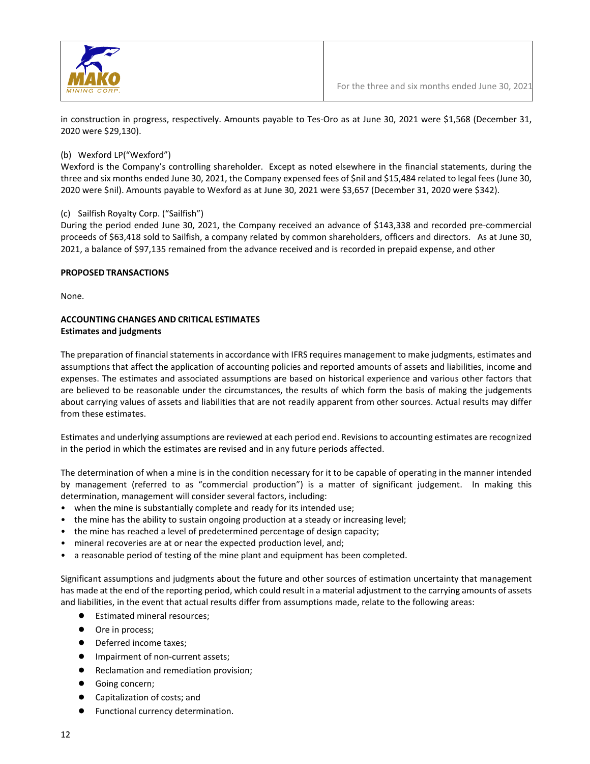in construction in progress, respectively. Amounts payable to Tes-Oro as at June 30, 2021 were $1,568 (December 31, 2020 were $29,130).

(b) Wexford LP("Wexford")
Wexford is the Company's controlling shareholder. Except as noted elsewhere in the financial statements, during the three and six months ended June 30, 2021, the Company expensed fees of $nil and $15,484 related to legal fees (June 30, 2020 were $nil). Amounts payable to Wexford as at June 30, 2021 were $3,657 (December 31, 2020 were $342).

(c) Sailfish Royalty Corp. ("Sailfish")
During the period ended June 30, 2021, the Company received an advance of $143,338 and recorded pre-commercial proceeds of $63,418 sold to Sailfish, a company related by common shareholders, officers and directors. As at June 30, 2021, a balance of $97,135 remained from the advance received and is recorded in prepaid expense, and other

**PROPOSED TRANSACTIONS**

None.

**ACCOUNTING CHANGES AND CRITICAL ESTIMATES**
**Estimates and judgments**

The preparation of financial statements in accordance with IFRS requires management to make judgments, estimates and assumptions that affect the application of accounting policies and reported amounts of assets and liabilities, income and expenses. The estimates and associated assumptions are based on historical experience and various other factors that are believed to be reasonable under the circumstances, the results of which form the basis of making the judgements about carrying values of assets and liabilities that are not readily apparent from other sources. Actual results may differ from these estimates.

Estimates and underlying assumptions are reviewed at each period end. Revisions to accounting estimates are recognized in the period in which the estimates are revised and in any future periods affected.

The determination of when a mine is in the condition necessary for it to be capable of operating in the manner intended by management (referred to as "commercial production") is a matter of significant judgement. In making this determination, management will consider several factors, including:

- when the mine is substantially complete and ready for its intended use;
- the mine has the ability to sustain ongoing production at a steady or increasing level;
- the mine has reached a level of predetermined percentage of design capacity;
- mineral recoveries are at or near the expected production level, and;
- a reasonable period of testing of the mine plant and equipment has been completed.

Significant assumptions and judgments about the future and other sources of estimation uncertainty that management has made at the end of the reporting period, which could result in a material adjustment to the carrying amounts of assets and liabilities, in the event that actual results differ from assumptions made, relate to the following areas:

- Estimated mineral resources;
- Ore in process;
- Deferred income taxes;
- Impairment of non-current assets;
- Reclamation and remediation provision;
- Going concern;
- Capitalization of costs; and
- Functional currency determination.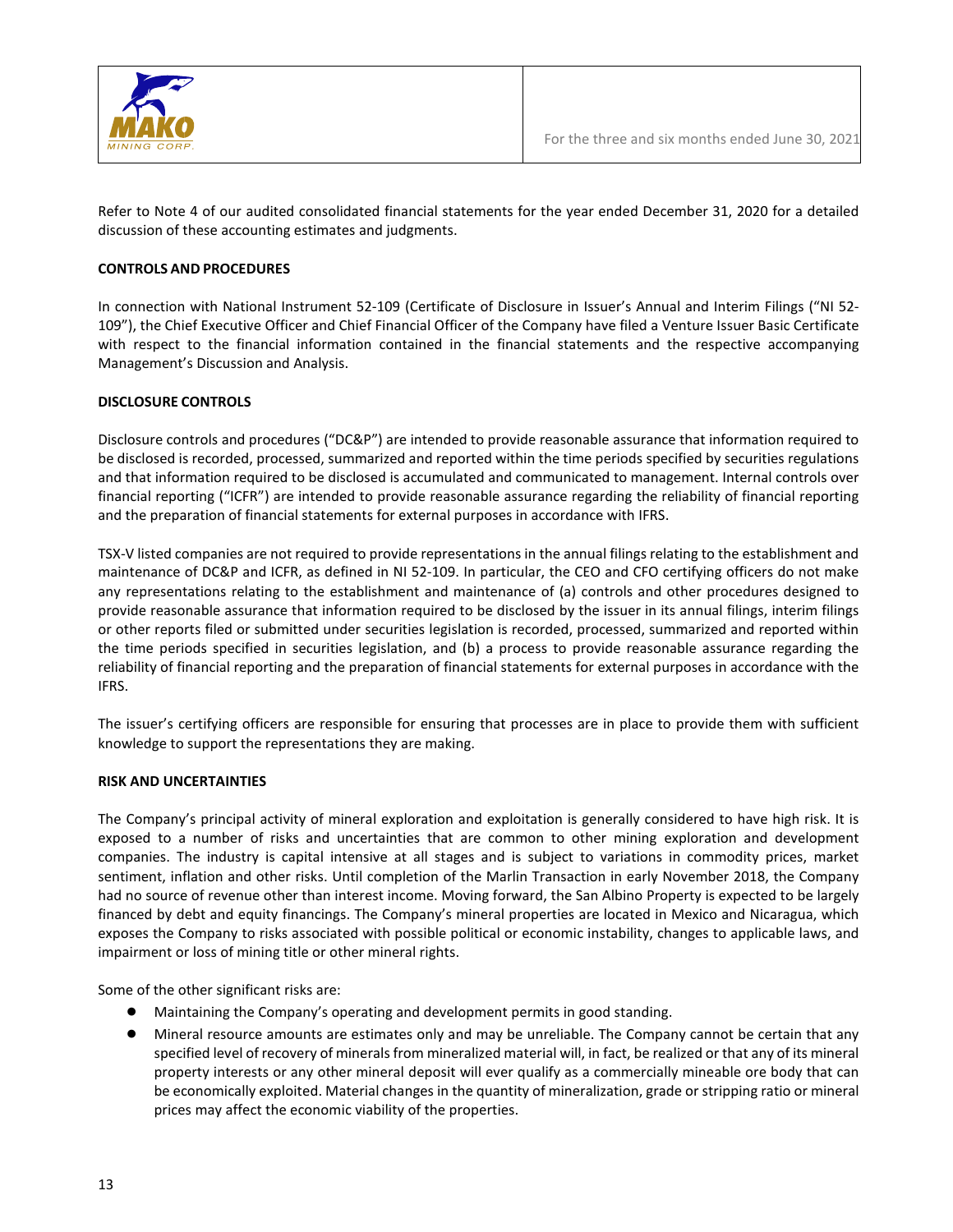Refer to Note 4 of our audited consolidated financial statements for the year ended December 31, 2020 for a detailed discussion of these accounting estimates and judgments.

**CONTROLS AND PROCEDURES**

In connection with National Instrument 52-109 (Certificate of Disclosure in Issuer's Annual and Interim Filings ("NI 52-109"), the Chief Executive Officer and Chief Financial Officer of the Company have filed a Venture Issuer Basic Certificate with respect to the financial information contained in the financial statements and the respective accompanying Management's Discussion and Analysis.

**DISCLOSURE CONTROLS**

Disclosure controls and procedures ("DC&P") are intended to provide reasonable assurance that information required to be disclosed is recorded, processed, summarized and reported within the time periods specified by securities regulations and that information required to be disclosed is accumulated and communicated to management. Internal controls over financial reporting ("ICFR") are intended to provide reasonable assurance regarding the reliability of financial reporting and the preparation of financial statements for external purposes in accordance with IFRS.

TSX-V listed companies are not required to provide representations in the annual filings relating to the establishment and maintenance of DC&P and ICFR, as defined in NI 52-109. In particular, the CEO and CFO certifying officers do not make any representations relating to the establishment and maintenance of (a) controls and other procedures designed to provide reasonable assurance that information required to be disclosed by the issuer in its annual filings, interim filings or other reports filed or submitted under securities legislation is recorded, processed, summarized and reported within the time periods specified in securities legislation, and (b) a process to provide reasonable assurance regarding the reliability of financial reporting and the preparation of financial statements for external purposes in accordance with the IFRS.

The issuer's certifying officers are responsible for ensuring that processes are in place to provide them with sufficient knowledge to support the representations they are making.

**RISK AND UNCERTAINTIES**

The Company's principal activity of mineral exploration and exploitation is generally considered to have high risk. It is exposed to a number of risks and uncertainties that are common to other mining exploration and development companies. The industry is capital intensive at all stages and is subject to variations in commodity prices, market sentiment, inflation and other risks. Until completion of the Marlin Transaction in early November 2018, the Company had no source of revenue other than interest income. Moving forward, the San Albino Property is expected to be largely financed by debt and equity financings. The Company's mineral properties are located in Mexico and Nicaragua, which exposes the Company to risks associated with possible political or economic instability, changes to applicable laws, and impairment or loss of mining title or other mineral rights.

Some of the other significant risks are:

- Maintaining the Company's operating and development permits in good standing.
- Mineral resource amounts are estimates only and may be unreliable. The Company cannot be certain that any specified level of recovery of minerals from mineralized material will, in fact, be realized or that any of its mineral property interests or any other mineral deposit will ever qualify as a commercially mineable ore body that can be economically exploited. Material changes in the quantity of mineralization, grade or stripping ratio or mineral prices may affect the economic viability of the properties.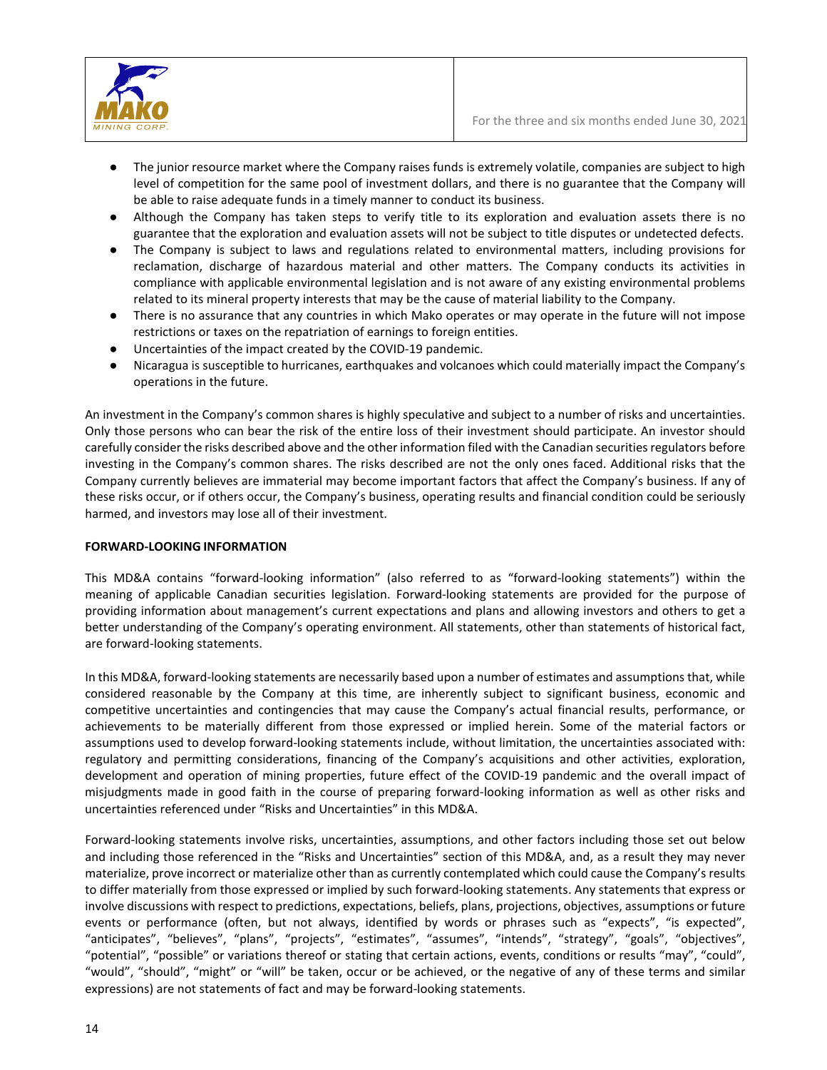- The junior resource market where the Company raises funds is extremely volatile, companies are subject to high level of competition for the same pool of investment dollars, and there is no guarantee that the Company will be able to raise adequate funds in a timely manner to conduct its business.
- Although the Company has taken steps to verify title to its exploration and evaluation assets there is no guarantee that the exploration and evaluation assets will not be subject to title disputes or undetected defects.
- The Company is subject to laws and regulations related to environmental matters, including provisions for reclamation, discharge of hazardous material and other matters. The Company conducts its activities in compliance with applicable environmental legislation and is not aware of any existing environmental problems related to its mineral property interests that may be the cause of material liability to the Company.
- There is no assurance that any countries in which Mako operates or may operate in the future will not impose restrictions or taxes on the repatriation of earnings to foreign entities.
- Uncertainties of the impact created by the COVID-19 pandemic.
- Nicaragua is susceptible to hurricanes, earthquakes and volcanoes which could materially impact the Company's operations in the future.

An investment in the Company's common shares is highly speculative and subject to a number of risks and uncertainties. Only those persons who can bear the risk of the entire loss of their investment should participate. An investor should carefully consider the risks described above and the other information filed with the Canadian securities regulators before investing in the Company's common shares. The risks described are not the only ones faced. Additional risks that the Company currently believes are immaterial may become important factors that affect the Company's business. If any of these risks occur, or if others occur, the Company's business, operating results and financial condition could be seriously harmed, and investors may lose all of their investment.

**FORWARD-LOOKING INFORMATION**

This MD&A contains "forward-looking information" (also referred to as "forward-looking statements") within the meaning of applicable Canadian securities legislation. Forward-looking statements are provided for the purpose of providing information about management's current expectations and plans and allowing investors and others to get a better understanding of the Company's operating environment. All statements, other than statements of historical fact, are forward-looking statements.

In this MD&A, forward-looking statements are necessarily based upon a number of estimates and assumptions that, while considered reasonable by the Company at this time, are inherently subject to significant business, economic and competitive uncertainties and contingencies that may cause the Company's actual financial results, performance, or achievements to be materially different from those expressed or implied herein. Some of the material factors or assumptions used to develop forward-looking statements include, without limitation, the uncertainties associated with: regulatory and permitting considerations, financing of the Company's acquisitions and other activities, exploration, development and operation of mining properties, future effect of the COVID-19 pandemic and the overall impact of misjudgments made in good faith in the course of preparing forward-looking information as well as other risks and uncertainties referenced under "Risks and Uncertainties" in this MD&A.

Forward-looking statements involve risks, uncertainties, assumptions, and other factors including those set out below and including those referenced in the "Risks and Uncertainties" section of this MD&A, and, as a result they may never materialize, prove incorrect or materialize other than as currently contemplated which could cause the Company's results to differ materially from those expressed or implied by such forward-looking statements. Any statements that express or involve discussions with respect to predictions, expectations, beliefs, plans, projections, objectives, assumptions or future events or performance (often, but not always, identified by words or phrases such as "expects", "is expected", "anticipates", "believes", "plans", "projects", "estimates", "assumes", "intends", "strategy", "goals", "objectives", "potential", "possible" or variations thereof or stating that certain actions, events, conditions or results "may", "could", "would", "should", "might" or "will" be taken, occur or be achieved, or the negative of any of these terms and similar expressions) are not statements of fact and may be forward-looking statements.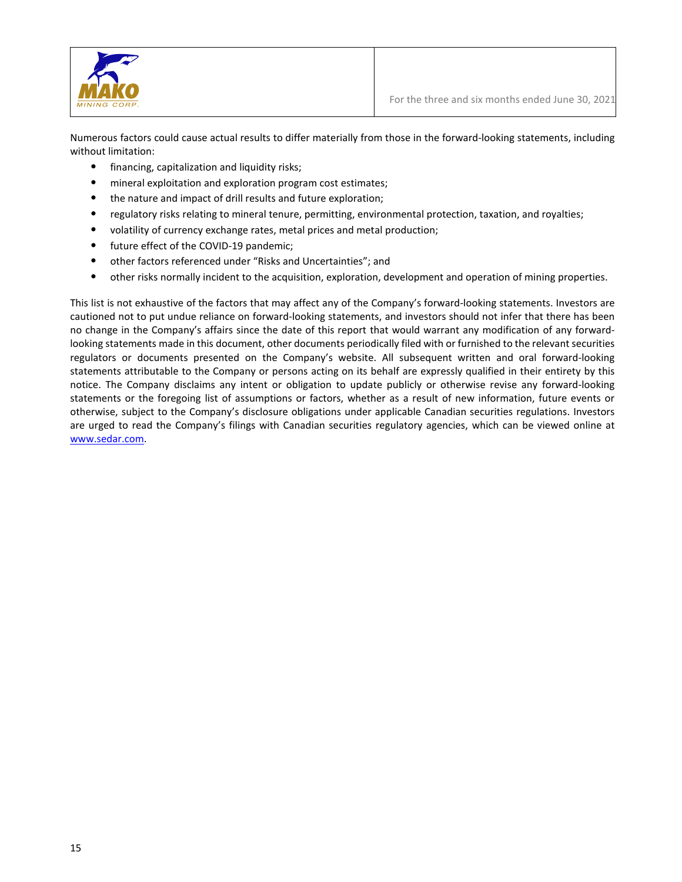Numerous factors could cause actual results to differ materially from those in the forward-looking statements, including without limitation:

- financing, capitalization and liquidity risks;
- mineral exploitation and exploration program cost estimates;
- the nature and impact of drill results and future exploration;
- regulatory risks relating to mineral tenure, permitting, environmental protection, taxation, and royalties;
- volatility of currency exchange rates, metal prices and metal production;
- future effect of the COVID-19 pandemic;
- other factors referenced under "Risks and Uncertainties"; and
- other risks normally incident to the acquisition, exploration, development and operation of mining properties.

This list is not exhaustive of the factors that may affect any of the Company's forward-looking statements. Investors are cautioned not to put undue reliance on forward-looking statements, and investors should not infer that there has been no change in the Company's affairs since the date of this report that would warrant any modification of any forward-looking statements made in this document, other documents periodically filed with or furnished to the relevant securities regulators or documents presented on the Company's website. All subsequent written and oral forward-looking statements attributable to the Company or persons acting on its behalf are expressly qualified in their entirety by this notice. The Company disclaims any intent or obligation to update publicly or otherwise revise any forward-looking statements or the foregoing list of assumptions or factors, whether as a result of new information, future events or otherwise, subject to the Company's disclosure obligations under applicable Canadian securities regulations. Investors are urged to read the Company's filings with Canadian securities regulatory agencies, which can be viewed online at www.sedar.com.